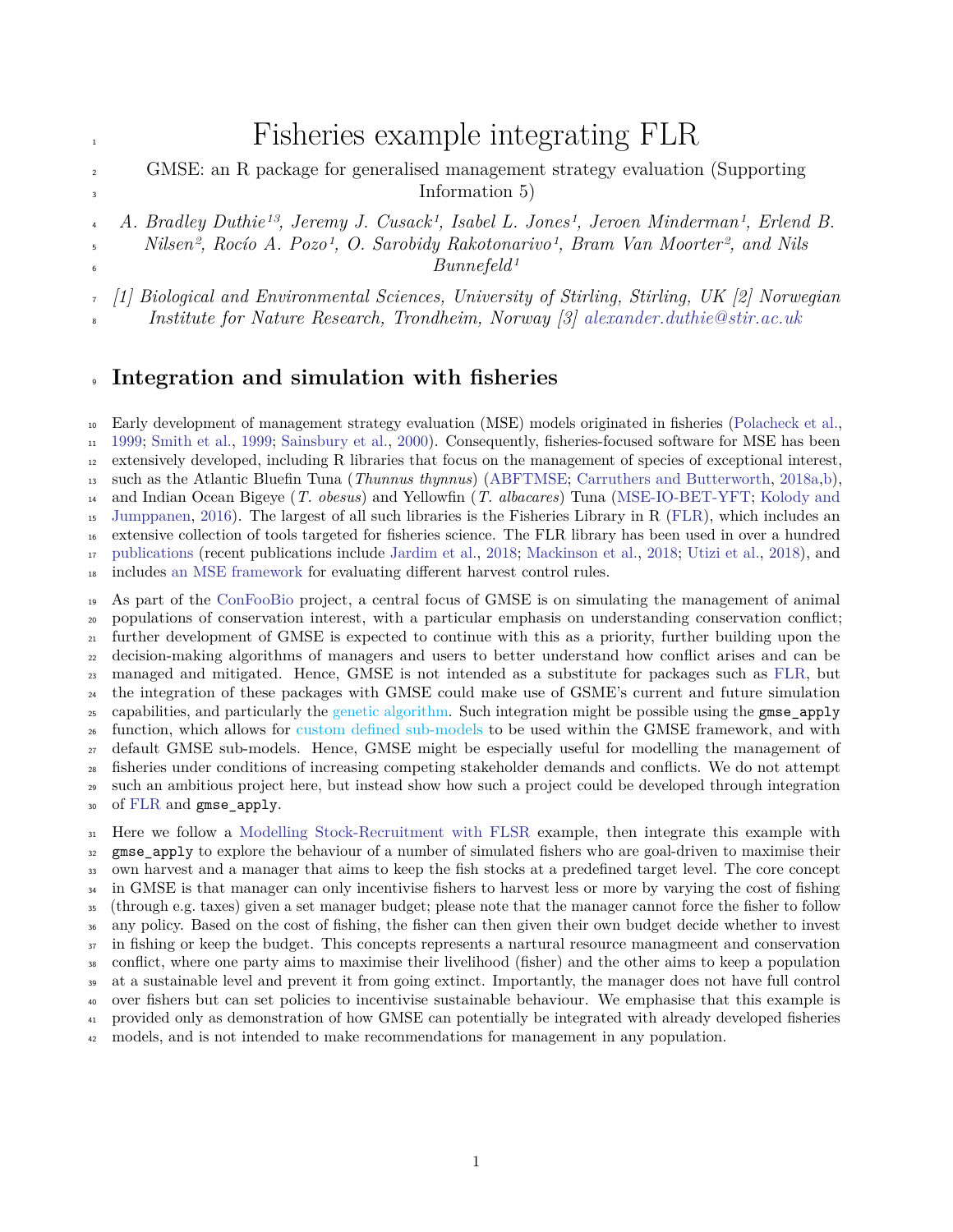# Fisheries example integrating FLR

GMSE: an R package for generalised management strategy evaluation (Supporting Information 5)

*A. Bradley Duthie[1,3], Jeremy J. Cusack[1], Isabel L. Jones[1], Jeroen Minderman[1], Erlend B. Nilsen[2], Rocío A. Pozo[1], O. Sarobidy Rakotonarivo[1], Bram Van Moorter[2], and Nils Bunnefeld[1]*

*[1] Biological and Environmental Sciences, University of Stirling, Stirling, UK [2] Norwegian Institute for Nature Research, Trondheim, Norway [3] alexander.duthie@stir.ac.uk*

## Integration and simulation with fisheries

Early development of management strategy evaluation (MSE) models originated in fisheries (Polacheck et al., 1999; Smith et al., 1999; Sainsbury et al., 2000). Consequently, fisheries-focused software for MSE has been extensively developed, including R libraries that focus on the management of species of exceptional interest, such as the Atlantic Bluefin Tuna (*Thunnus thynnus*) (ABFTMSE; Carruthers and Butterworth, 2018a,b), and Indian Ocean Bigeye (*T. obesus*) and Yellowfin (*T. albacares*) Tuna (MSE-IO-BET-YFT; Kolody and Jumppanen, 2016). The largest of all such libraries is the Fisheries Library in R (FLR), which includes an extensive collection of tools targeted for fisheries science. The FLR library has been used in over a hundred publications (recent publications include Jardim et al., 2018; Mackinson et al., 2018; Utizi et al., 2018), and includes an MSE framework for evaluating different harvest control rules.

As part of the ConFooBio project, a central focus of GMSE is on simulating the management of animal populations of conservation interest, with a particular emphasis on understanding conservation conflict; further development of GMSE is expected to continue with this as a priority, further building upon the decision-making algorithms of managers and users to better understand how conflict arises and can be managed and mitigated. Hence, GMSE is not intended as a substitute for packages such as FLR, but the integration of these packages with GMSE could make use of GSME's current and future simulation capabilities, and particularly the genetic algorithm. Such integration might be possible using the `gmse_apply` function, which allows for custom defined sub-models to be used within the GMSE framework, and with default GMSE sub-models. Hence, GMSE might be especially useful for modelling the management of fisheries under conditions of increasing competing stakeholder demands and conflicts. We do not attempt such an ambitious project here, but instead show how such a project could be developed through integration of FLR and `gmse_apply`.

Here we follow a Modelling Stock-Recruitment with FLSR example, then integrate this example with `gmse_apply` to explore the behaviour of a number of simulated fishers who are goal-driven to maximise their own harvest and a manager that aims to keep the fish stocks at a predefined target level. The core concept in GMSE is that manager can only incentivise fishers to harvest less or more by varying the cost of fishing (through e.g. taxes) given a set manager budget; please note that the manager cannot force the fisher to follow any policy. Based on the cost of fishing, the fisher can then given their own budget decide whether to invest in fishing or keep the budget. This concepts represents a nartural resource managmeent and conservation conflict, where one party aims to maximise their livelihood (fisher) and the other aims to keep a population at a sustainable level and prevent it from going extinct. Importantly, the manager does not have full control over fishers but can set policies to incentivise sustainable behaviour. We emphasise that this example is provided only as demonstration of how GMSE can potentially be integrated with already developed fisheries models, and is not intended to make recommendations for management in any population.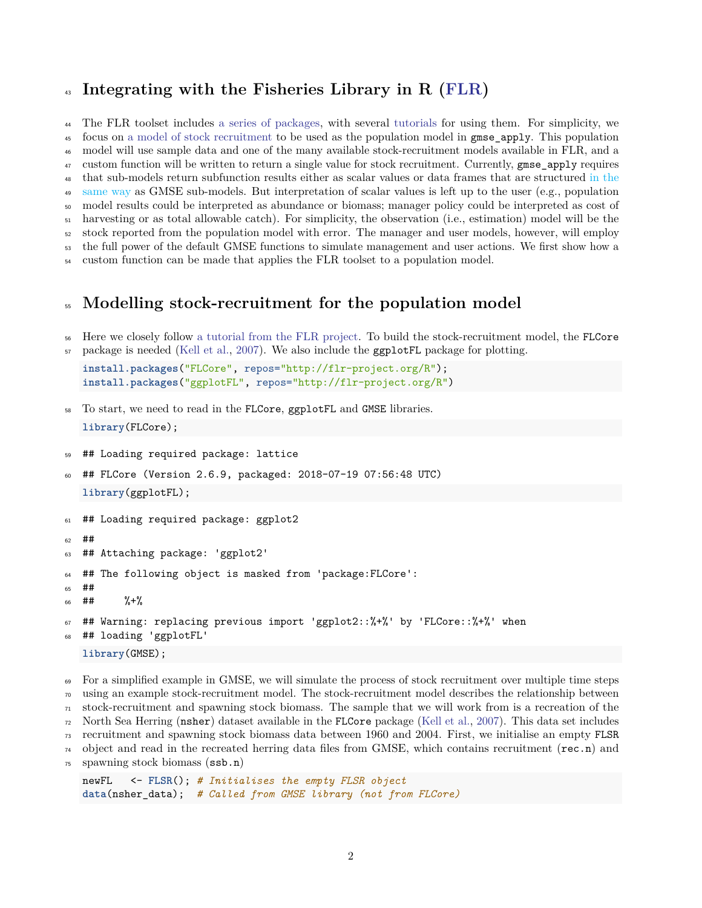# Integrating with the Fisheries Library in R (FLR)

The FLR toolset includes a series of packages, with several tutorials for using them. For simplicity, we focus on a model of stock recruitment to be used as the population model in `gmse_apply`. This population model will use sample data and one of the many available stock-recruitment models available in FLR, and a custom function will be written to return a single value for stock recruitment. Currently, `gmse_apply` requires that sub-models return subfunction results either as scalar values or data frames that are structured in the same way as GMSE sub-models. But interpretation of scalar values is left up to the user (e.g., population model results could be interpreted as abundance or biomass; manager policy could be interpreted as cost of harvesting or as total allowable catch). For simplicity, the observation (i.e., estimation) model will be the stock reported from the population model with error. The manager and user models, however, will employ the full power of the default GMSE functions to simulate management and user actions. We first show how a custom function can be made that applies the FLR toolset to a population model.

# Modelling stock-recruitment for the population model

Here we closely follow a tutorial from the FLR project. To build the stock-recruitment model, the `FLCore` package is needed (Kell et al., 2007). We also include the `ggplotFL` package for plotting.

```
install.packages("FLCore", repos="http://flr-project.org/R");
install.packages("ggplotFL", repos="http://flr-project.org/R")
```

To start, we need to read in the `FLCore`, `ggplotFL` and `GMSE` libraries.

```
library(FLCore);
```

```
## Loading required package: lattice
## FLCore (Version 2.6.9, packaged: 2018-07-19 07:56:48 UTC)
```

```
library(ggplotFL);
```

```
## Loading required package: ggplot2
##
## Attaching package: 'ggplot2'
## The following object is masked from 'package:FLCore':
##
##     %+%
## Warning: replacing previous import 'ggplot2::%+%' by 'FLCore::%+%' when
## loading 'ggplotFL'
```

```
library(GMSE);
```

For a simplified example in GMSE, we will simulate the process of stock recruitment over multiple time steps using an example stock-recruitment model. The stock-recruitment model describes the relationship between stock-recruitment and spawning stock biomass. The sample that we will work from is a recreation of the North Sea Herring (`nsher`) dataset available in the `FLCore` package (Kell et al., 2007). This data set includes recruitment and spawning stock biomass data between 1960 and 2004. First, we initialise an empty `FLSR` object and read in the recreated herring data files from GMSE, which contains recruitment (`rec.n`) and spawning stock biomass (`ssb.n`)

```
newFL   <- FLSR(); # Initialises the empty FLSR object
data(nsher_data);  # Called from GMSE library (not from FLCore)
```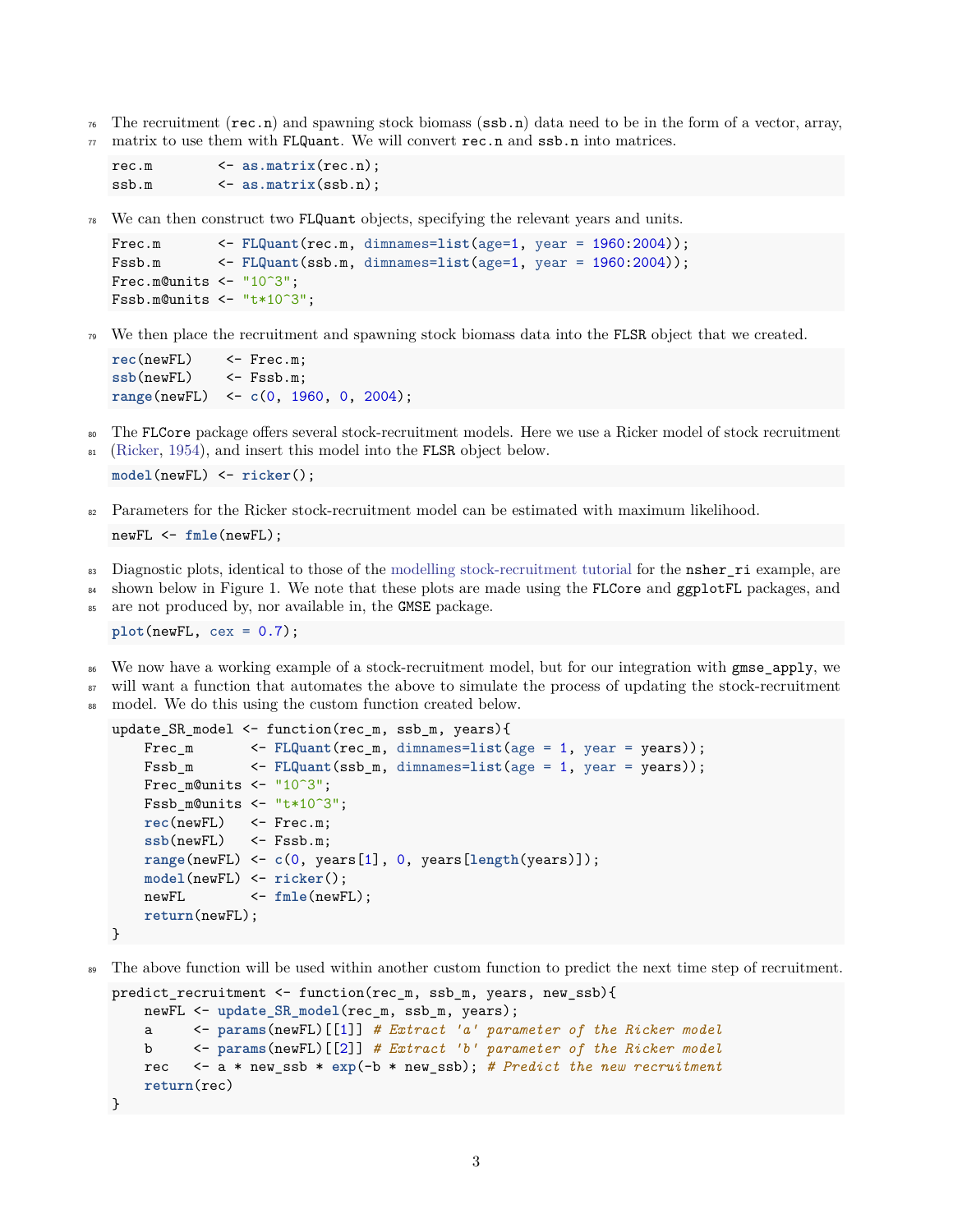The recruitment (`rec.n`) and spawning stock biomass (`ssb.n`) data need to be in the form of a vector, array, matrix to use them with `FLQuant`. We will convert `rec.n` and `ssb.n` into matrices.

```
rec.m        <- as.matrix(rec.n);
ssb.m        <- as.matrix(ssb.n);
```

We can then construct two `FLQuant` objects, specifying the relevant years and units.

```
Frec.m       <- FLQuant(rec.m, dimnames=list(age=1, year = 1960:2004));
Fssb.m       <- FLQuant(ssb.m, dimnames=list(age=1, year = 1960:2004));
Frec.m@units <- "10^3";
Fssb.m@units <- "t*10^3";
```

We then place the recruitment and spawning stock biomass data into the `FLSR` object that we created.

```
rec(newFL)    <- Frec.m;
ssb(newFL)    <- Fssb.m;
range(newFL)  <- c(0, 1960, 0, 2004);
```

The `FLCore` package offers several stock-recruitment models. Here we use a Ricker model of stock recruitment (Ricker, 1954), and insert this model into the `FLSR` object below.

```
model(newFL) <- ricker();
```

Parameters for the Ricker stock-recruitment model can be estimated with maximum likelihood.

```
newFL <- fmle(newFL);
```

Diagnostic plots, identical to those of the modelling stock-recruitment tutorial for the `nsher_ri` example, are shown below in Figure 1. We note that these plots are made using the `FLCore` and `ggplotFL` packages, and are not produced by, nor available in, the `GMSE` package.

```
plot(newFL, cex = 0.7);
```

We now have a working example of a stock-recruitment model, but for our integration with `gmse_apply`, we will want a function that automates the above to simulate the process of updating the stock-recruitment model. We do this using the custom function created below.

```
update_SR_model <- function(rec_m, ssb_m, years){
    Frec_m       <- FLQuant(rec_m, dimnames=list(age = 1, year = years));
    Fssb_m       <- FLQuant(ssb_m, dimnames=list(age = 1, year = years));
    Frec_m@units <- "10^3";
    Fssb_m@units <- "t*10^3";
    rec(newFL)   <- Frec.m;
    ssb(newFL)   <- Fssb.m;
    range(newFL) <- c(0, years[1], 0, years[length(years)]);
    model(newFL) <- ricker();
    newFL        <- fmle(newFL);
    return(newFL);
}
```

The above function will be used within another custom function to predict the next time step of recruitment.

```
predict_recruitment <- function(rec_m, ssb_m, years, new_ssb){
    newFL <- update_SR_model(rec_m, ssb_m, years);
    a     <- params(newFL)[[1]] # Extract 'a' parameter of the Ricker model
    b     <- params(newFL)[[2]] # Extract 'b' parameter of the Ricker model
    rec   <- a * new_ssb * exp(-b * new_ssb); # Predict the new recruitment
    return(rec)
}
```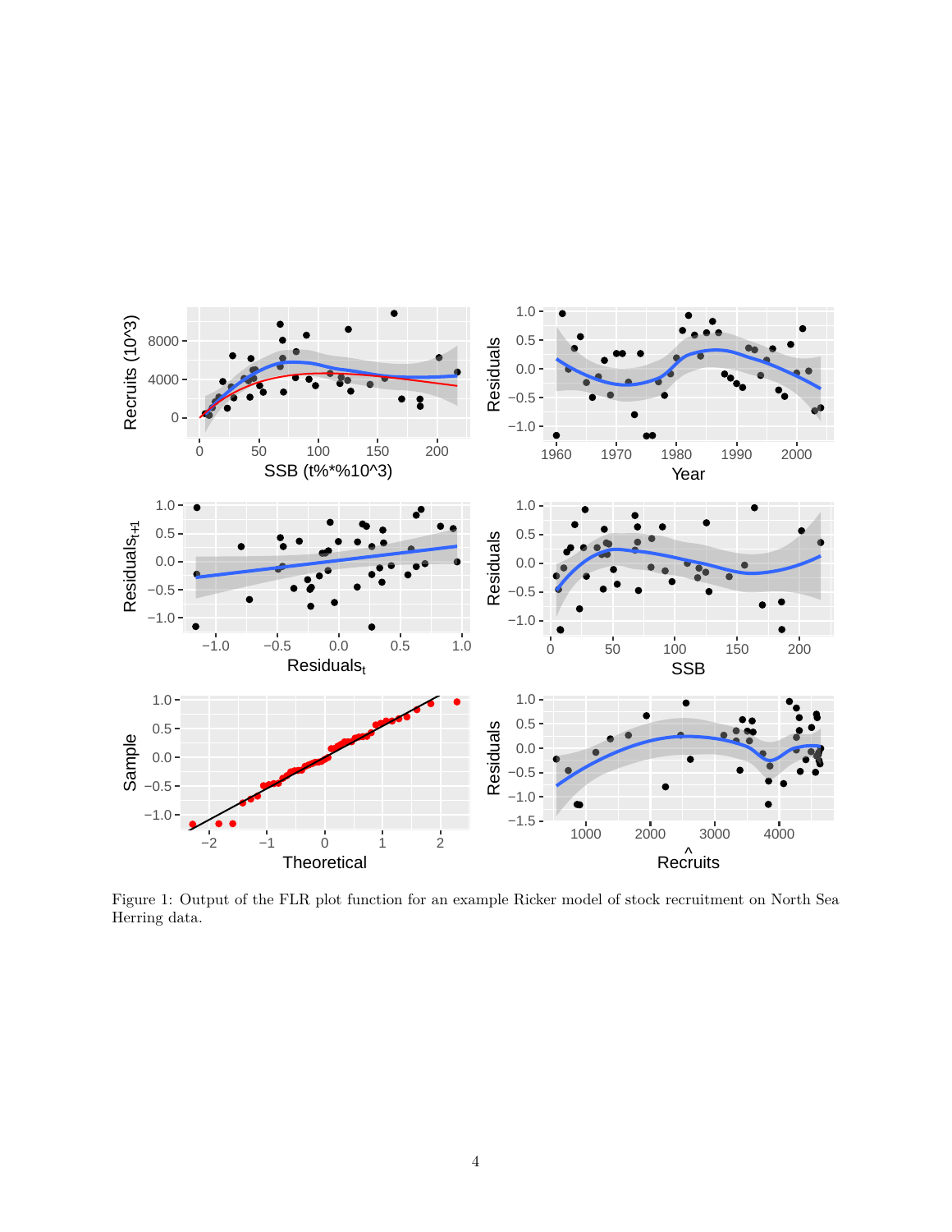Figure 1: Output of the FLR plot function for an example Ricker model of stock recruitment on North Sea Herring data.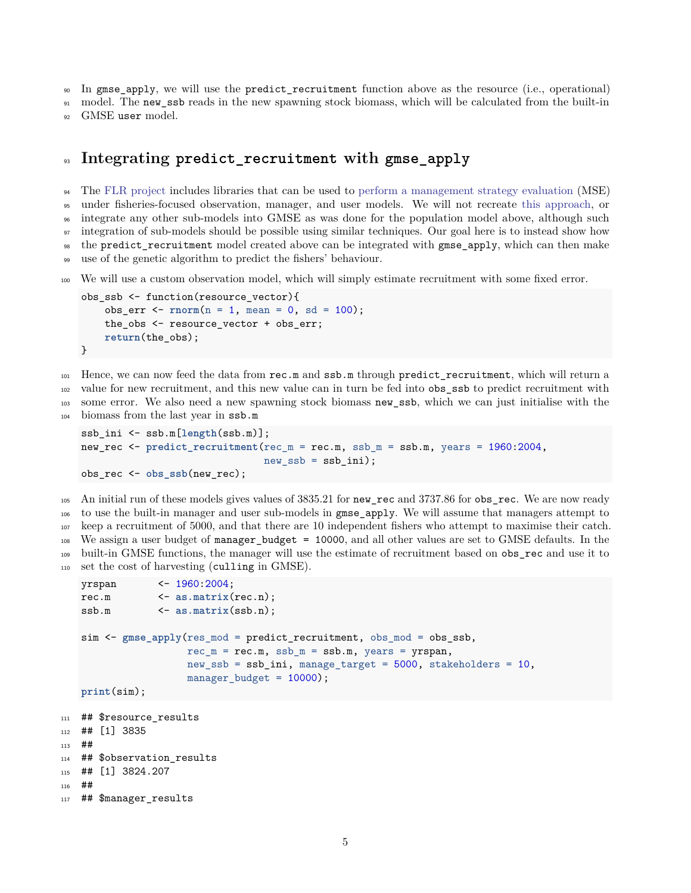In `gmse_apply`, we will use the `predict_recruitment` function above as the resource (i.e., operational) model. The `new_ssb` reads in the new spawning stock biomass, which will be calculated from the built-in GMSE `user` model.

# Integrating `predict_recruitment` with `gmse_apply`

The FLR project includes libraries that can be used to perform a management strategy evaluation (MSE) under fisheries-focused observation, manager, and user models. We will not recreate this approach, or integrate any other sub-models into GMSE as was done for the population model above, although such integration of sub-models should be possible using similar techniques. Our goal here is to instead show how the `predict_recruitment` model created above can be integrated with `gmse_apply`, which can then make use of the genetic algorithm to predict the fishers' behaviour.

We will use a custom observation model, which will simply estimate recruitment with some fixed error.

```
obs_ssb <- function(resource_vector){
    obs_err <- rnorm(n = 1, mean = 0, sd = 100);
    the_obs <- resource_vector + obs_err;
    return(the_obs);
}
```

Hence, we can now feed the data from `rec.m` and `ssb.m` through `predict_recruitment`, which will return a value for new recruitment, and this new value can in turn be fed into `obs_ssb` to predict recruitment with some error. We also need a new spawning stock biomass `new_ssb`, which we can just initialise with the biomass from the last year in `ssb.m`

```
ssb_ini <- ssb.m[length(ssb.m)];
new_rec <- predict_recruitment(rec_m = rec.m, ssb_m = ssb.m, years = 1960:2004,
                               new_ssb = ssb_ini);
obs_rec <- obs_ssb(new_rec);
```

An initial run of these models gives values of 3835.21 for `new_rec` and 3737.86 for `obs_rec`. We are now ready to use the built-in manager and user sub-models in `gmse_apply`. We will assume that managers attempt to keep a recruitment of 5000, and that there are 10 independent fishers who attempt to maximise their catch. We assign a user budget of `manager_budget = 10000`, and all other values are set to GMSE defaults. In the built-in GMSE functions, the manager will use the estimate of recruitment based on `obs_rec` and use it to set the cost of harvesting (`culling` in GMSE).

```
yrspan       <- 1960:2004;
rec.m        <- as.matrix(rec.n);
ssb.m        <- as.matrix(ssb.n);

sim <- gmse_apply(res_mod = predict_recruitment, obs_mod = obs_ssb,
                  rec_m = rec.m, ssb_m = ssb.m, years = yrspan,
                  new_ssb = ssb_ini, manage_target = 5000, stakeholders = 10,
                  manager_budget = 10000);
print(sim);
```

```
## $resource_results
## [1] 3835
##
## $observation_results
## [1] 3824.207
##
## $manager_results
```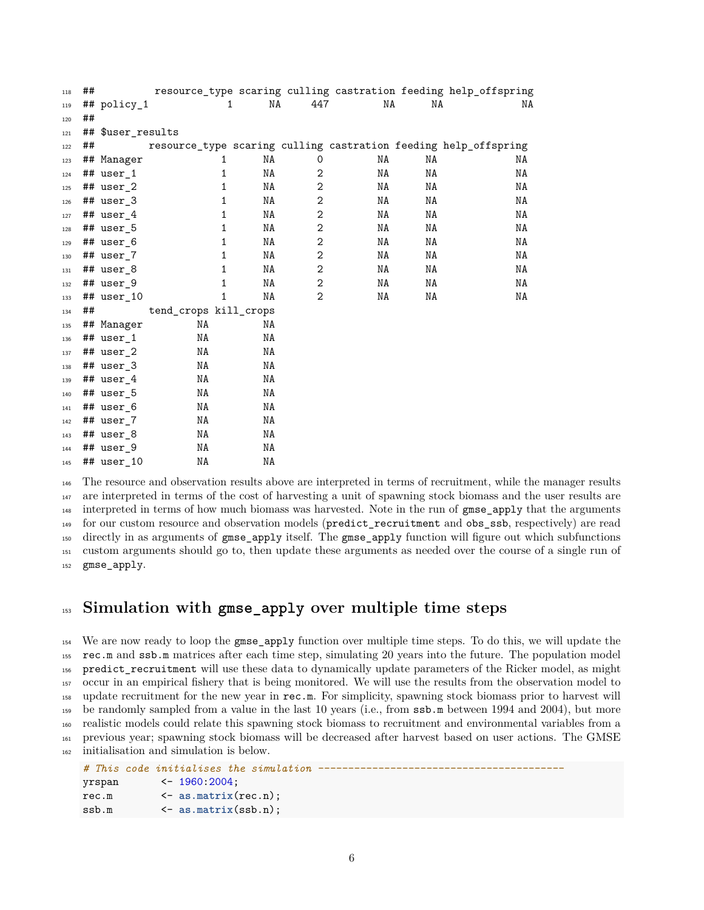```
##          resource_type scaring culling castration feeding help_offspring
## policy_1             1      NA     447         NA      NA             NA
##
## $user_results
##         resource_type scaring culling castration feeding help_offspring
## Manager             1      NA       0         NA      NA             NA
## user_1              1      NA       2         NA      NA             NA
## user_2              1      NA       2         NA      NA             NA
## user_3              1      NA       2         NA      NA             NA
## user_4              1      NA       2         NA      NA             NA
## user_5              1      NA       2         NA      NA             NA
## user_6              1      NA       2         NA      NA             NA
## user_7              1      NA       2         NA      NA             NA
## user_8              1      NA       2         NA      NA             NA
## user_9              1      NA       2         NA      NA             NA
## user_10             1      NA       2         NA      NA             NA
##         tend_crops kill_crops
## Manager         NA         NA
## user_1          NA         NA
## user_2          NA         NA
## user_3          NA         NA
## user_4          NA         NA
## user_5          NA         NA
## user_6          NA         NA
## user_7          NA         NA
## user_8          NA         NA
## user_9          NA         NA
## user_10         NA         NA
```

The resource and observation results above are interpreted in terms of recruitment, while the manager results are interpreted in terms of the cost of harvesting a unit of spawning stock biomass and the user results are interpreted in terms of how much biomass was harvested. Note in the run of `gmse_apply` that the arguments for our custom resource and observation models (`predict_recruitment` and `obs_ssb`, respectively) are read directly in as arguments of `gmse_apply` itself. The `gmse_apply` function will figure out which subfunctions custom arguments should go to, then update these arguments as needed over the course of a single run of `gmse_apply`.

# Simulation with `gmse_apply` over multiple time steps

We are now ready to loop the `gmse_apply` function over multiple time steps. To do this, we will update the `rec.m` and `ssb.m` matrices after each time step, simulating 20 years into the future. The population model `predict_recruitment` will use these data to dynamically update parameters of the Ricker model, as might occur in an empirical fishery that is being monitored. We will use the results from the observation model to update recruitment for the new year in `rec.m`. For simplicity, spawning stock biomass prior to harvest will be randomly sampled from a value in the last 10 years (i.e., from `ssb.m` between 1994 and 2004), but more realistic models could relate this spawning stock biomass to recruitment and environmental variables from a previous year; spawning stock biomass will be decreased after harvest based on user actions. The GMSE initialisation and simulation is below.

```r
# This code initialises the simulation ----------------------------------------
yrspan       <- 1960:2004;
rec.m        <- as.matrix(rec.n);
ssb.m        <- as.matrix(ssb.n);
```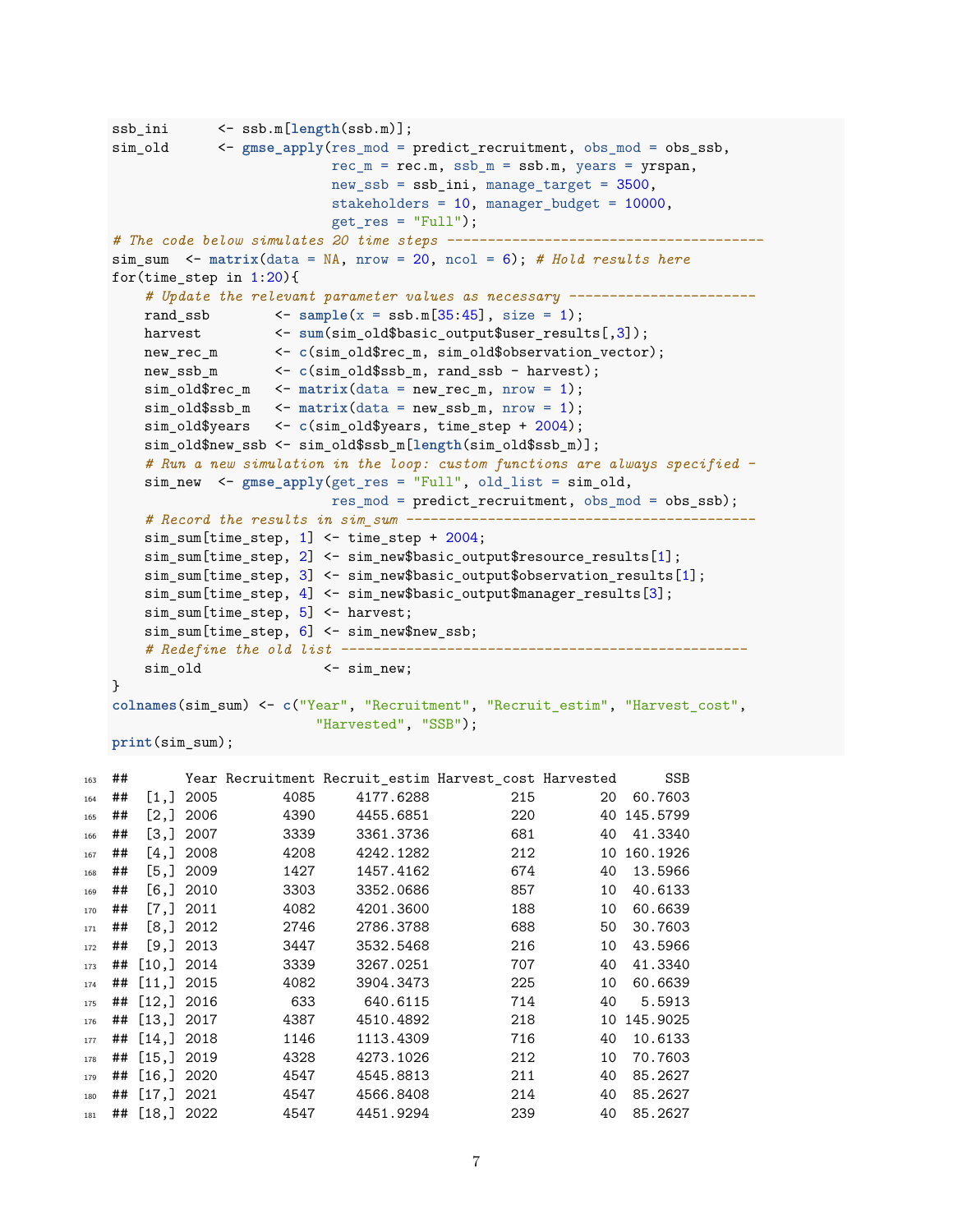```r
ssb_ini      <- ssb.m[length(ssb.m)];
sim_old      <- gmse_apply(res_mod = predict_recruitment, obs_mod = obs_ssb,
                           rec_m = rec.m, ssb_m = ssb.m, years = yrspan,
                           new_ssb = ssb_ini, manage_target = 3500,
                           stakeholders = 10, manager_budget = 10000,
                           get_res = "Full");
# The code below simulates 20 time steps ---------------------------------------
sim_sum  <- matrix(data = NA, nrow = 20, ncol = 6); # Hold results here
for(time_step in 1:20){
    # Update the relevant parameter values as necessary -----------------------
    rand_ssb        <- sample(x = ssb.m[35:45], size = 1);
    harvest         <- sum(sim_old$basic_output$user_results[,3]);
    new_rec_m       <- c(sim_old$rec_m, sim_old$observation_vector);
    new_ssb_m       <- c(sim_old$ssb_m, rand_ssb - harvest);
    sim_old$rec_m   <- matrix(data = new_rec_m, nrow = 1);
    sim_old$ssb_m   <- matrix(data = new_ssb_m, nrow = 1);
    sim_old$years   <- c(sim_old$years, time_step + 2004);
    sim_old$new_ssb <- sim_old$ssb_m[length(sim_old$ssb_m)];
    # Run a new simulation in the loop: custom functions are always specified -
    sim_new  <- gmse_apply(get_res = "Full", old_list = sim_old,
                           res_mod = predict_recruitment, obs_mod = obs_ssb);
    # Record the results in sim_sum ------------------------------------------
    sim_sum[time_step, 1] <- time_step + 2004;
    sim_sum[time_step, 2] <- sim_new$basic_output$resource_results[1];
    sim_sum[time_step, 3] <- sim_new$basic_output$observation_results[1];
    sim_sum[time_step, 4] <- sim_new$basic_output$manager_results[3];
    sim_sum[time_step, 5] <- harvest;
    sim_sum[time_step, 6] <- sim_new$new_ssb;
    # Redefine the old list ------------------------------------------------
    sim_old              <- sim_new;
}
colnames(sim_sum) <- c("Year", "Recruitment", "Recruit_estim", "Harvest_cost",
                       "Harvested", "SSB");
print(sim_sum);
```

```
##       Year Recruitment Recruit_estim Harvest_cost Harvested      SSB
##  [1,] 2005        4085     4177.6288          215        20  60.7603
##  [2,] 2006        4390     4455.6851          220        40 145.5799
##  [3,] 2007        3339     3361.3736          681        40  41.3340
##  [4,] 2008        4208     4242.1282          212        10 160.1926
##  [5,] 2009        1427     1457.4162          674        40  13.5966
##  [6,] 2010        3303     3352.0686          857        10  40.6133
##  [7,] 2011        4082     4201.3600          188        10  60.6639
##  [8,] 2012        2746     2786.3788          688        50  30.7603
##  [9,] 2013        3447     3532.5468          216        10  43.5966
## [10,] 2014        3339     3267.0251          707        40  41.3340
## [11,] 2015        4082     3904.3473          225        10  60.6639
## [12,] 2016         633      640.6115          714        40   5.5913
## [13,] 2017        4387     4510.4892          218        10 145.9025
## [14,] 2018        1146     1113.4309          716        40  10.6133
## [15,] 2019        4328     4273.1026          212        10  70.7603
## [16,] 2020        4547     4545.8813          211        40  85.2627
## [17,] 2021        4547     4566.8408          214        40  85.2627
## [18,] 2022        4547     4451.9294          239        40  85.2627
```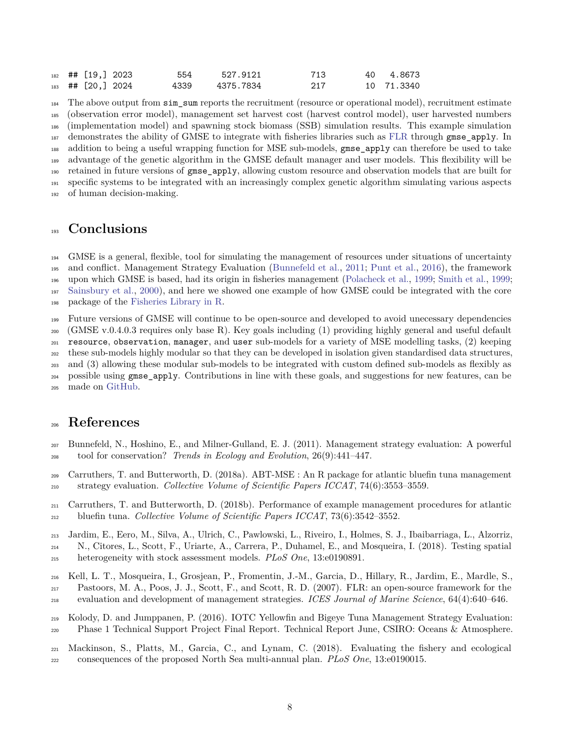```
## [19,] 2023         554       527.9121            713          40    4.8673
## [20,] 2024        4339      4375.7834            217          10   71.3340
```

The above output from `sim_sum` reports the recruitment (resource or operational model), recruitment estimate (observation error model), management set harvest cost (harvest control model), user harvested numbers (implementation model) and spawning stock biomass (SSB) simulation results. This example simulation demonstrates the ability of GMSE to integrate with fisheries libraries such as FLR through `gmse_apply`. In addition to being a useful wrapping function for MSE sub-models, `gmse_apply` can therefore be used to take advantage of the genetic algorithm in the GMSE default manager and user models. This flexibility will be retained in future versions of `gmse_apply`, allowing custom resource and observation models that are built for specific systems to be integrated with an increasingly complex genetic algorithm simulating various aspects of human decision-making.

# Conclusions

GMSE is a general, flexible, tool for simulating the management of resources under situations of uncertainty and conflict. Management Strategy Evaluation (Bunnefeld et al., 2011; Punt et al., 2016), the framework upon which GMSE is based, had its origin in fisheries management (Polacheck et al., 1999; Smith et al., 1999; Sainsbury et al., 2000), and here we showed one example of how GMSE could be integrated with the core package of the Fisheries Library in R.

Future versions of GMSE will continue to be open-source and developed to avoid unecessary dependencies (GMSE v.0.4.0.3 requires only base R). Key goals including (1) providing highly general and useful default `resource`, `observation`, `manager`, and `user` sub-models for a variety of MSE modelling tasks, (2) keeping these sub-models highly modular so that they can be developed in isolation given standardised data structures, and (3) allowing these modular sub-models to be integrated with custom defined sub-models as flexibly as possible using `gmse_apply`. Contributions in line with these goals, and suggestions for new features, can be made on GitHub.

# References

Bunnefeld, N., Hoshino, E., and Milner-Gulland, E. J. (2011). Management strategy evaluation: A powerful tool for conservation? *Trends in Ecology and Evolution*, 26(9):441–447.

Carruthers, T. and Butterworth, D. (2018a). ABT-MSE : An R package for atlantic bluefin tuna management strategy evaluation. *Collective Volume of Scientific Papers ICCAT*, 74(6):3553–3559.

Carruthers, T. and Butterworth, D. (2018b). Performance of example management procedures for atlantic bluefin tuna. *Collective Volume of Scientific Papers ICCAT*, 73(6):3542–3552.

Jardim, E., Eero, M., Silva, A., Ulrich, C., Pawlowski, L., Riveiro, I., Holmes, S. J., Ibaibarriaga, L., Alzorriz, N., Citores, L., Scott, F., Uriarte, A., Carrera, P., Duhamel, E., and Mosqueira, I. (2018). Testing spatial heterogeneity with stock assessment models. *PLoS One*, 13:e0190891.

Kell, L. T., Mosqueira, I., Grosjean, P., Fromentin, J.-M., Garcia, D., Hillary, R., Jardim, E., Mardle, S., Pastoors, M. A., Poos, J. J., Scott, F., and Scott, R. D. (2007). FLR: an open-source framework for the evaluation and development of management strategies. *ICES Journal of Marine Science*, 64(4):640–646.

Kolody, D. and Jumppanen, P. (2016). IOTC Yellowfin and Bigeye Tuna Management Strategy Evaluation: Phase 1 Technical Support Project Final Report. Technical Report June, CSIRO: Oceans & Atmosphere.

Mackinson, S., Platts, M., Garcia, C., and Lynam, C. (2018). Evaluating the fishery and ecological consequences of the proposed North Sea multi-annual plan. *PLoS One*, 13:e0190015.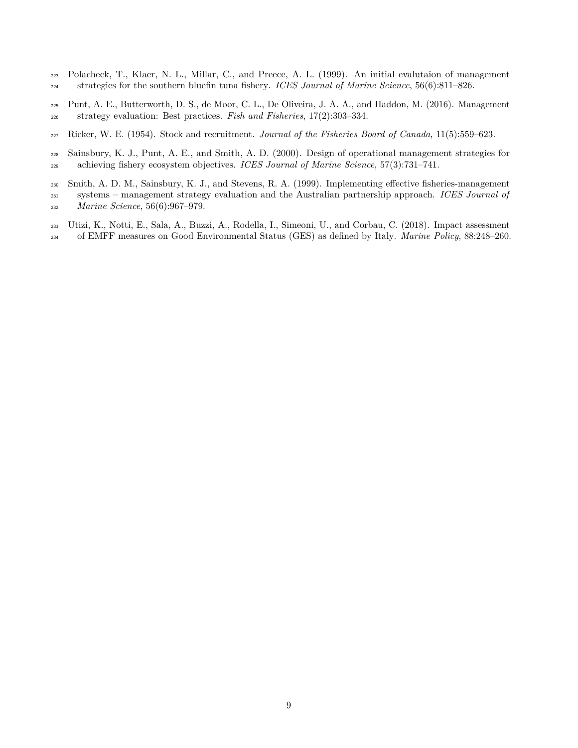Polacheck, T., Klaer, N. L., Millar, C., and Preece, A. L. (1999). An initial evalutaion of management strategies for the southern bluefin tuna fishery. *ICES Journal of Marine Science*, 56(6):811–826.

Punt, A. E., Butterworth, D. S., de Moor, C. L., De Oliveira, J. A. A., and Haddon, M. (2016). Management strategy evaluation: Best practices. *Fish and Fisheries*, 17(2):303–334.

Ricker, W. E. (1954). Stock and recruitment. *Journal of the Fisheries Board of Canada*, 11(5):559–623.

Sainsbury, K. J., Punt, A. E., and Smith, A. D. (2000). Design of operational management strategies for achieving fishery ecosystem objectives. *ICES Journal of Marine Science*, 57(3):731–741.

Smith, A. D. M., Sainsbury, K. J., and Stevens, R. A. (1999). Implementing effective fisheries-management systems – management strategy evaluation and the Australian partnership approach. *ICES Journal of Marine Science*, 56(6):967–979.

Utizi, K., Notti, E., Sala, A., Buzzi, A., Rodella, I., Simeoni, U., and Corbau, C. (2018). Impact assessment of EMFF measures on Good Environmental Status (GES) as defined by Italy. *Marine Policy*, 88:248–260.